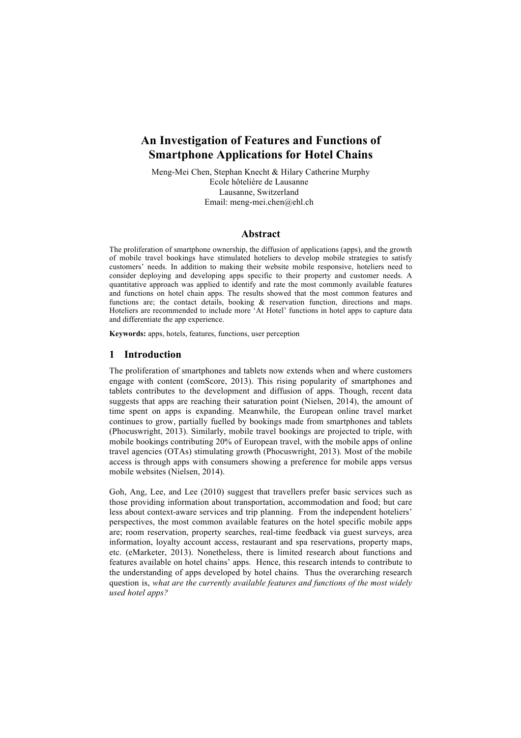# An Investigation of Features and Functions of Smartphone Applications for Hotel Chains

Meng-Mei Chen, Stephan Knecht & Hilary Catherine Murphy
Ecole hôtelière de Lausanne
Lausanne, Switzerland
Email: meng-mei.chen@ehl.ch

## Abstract

The proliferation of smartphone ownership, the diffusion of applications (apps), and the growth of mobile travel bookings have stimulated hoteliers to develop mobile strategies to satisfy customers' needs. In addition to making their website mobile responsive, hoteliers need to consider deploying and developing apps specific to their property and customer needs. A quantitative approach was applied to identify and rate the most commonly available features and functions on hotel chain apps. The results showed that the most common features and functions are; the contact details, booking & reservation function, directions and maps. Hoteliers are recommended to include more 'At Hotel' functions in hotel apps to capture data and differentiate the app experience.

**Keywords:** apps, hotels, features, functions, user perception

## 1 Introduction

The proliferation of smartphones and tablets now extends when and where customers engage with content (comScore, 2013). This rising popularity of smartphones and tablets contributes to the development and diffusion of apps. Though, recent data suggests that apps are reaching their saturation point (Nielsen, 2014), the amount of time spent on apps is expanding. Meanwhile, the European online travel market continues to grow, partially fuelled by bookings made from smartphones and tablets (Phocuswright, 2013). Similarly, mobile travel bookings are projected to triple, with mobile bookings contributing 20% of European travel, with the mobile apps of online travel agencies (OTAs) stimulating growth (Phocuswright, 2013). Most of the mobile access is through apps with consumers showing a preference for mobile apps versus mobile websites (Nielsen, 2014).

Goh, Ang, Lee, and Lee (2010) suggest that travellers prefer basic services such as those providing information about transportation, accommodation and food; but care less about context-aware services and trip planning. From the independent hoteliers' perspectives, the most common available features on the hotel specific mobile apps are; room reservation, property searches, real-time feedback via guest surveys, area information, loyalty account access, restaurant and spa reservations, property maps, etc. (eMarketer, 2013). Nonetheless, there is limited research about functions and features available on hotel chains' apps. Hence, this research intends to contribute to the understanding of apps developed by hotel chains. Thus the overarching research question is, *what are the currently available features and functions of the most widely used hotel apps?*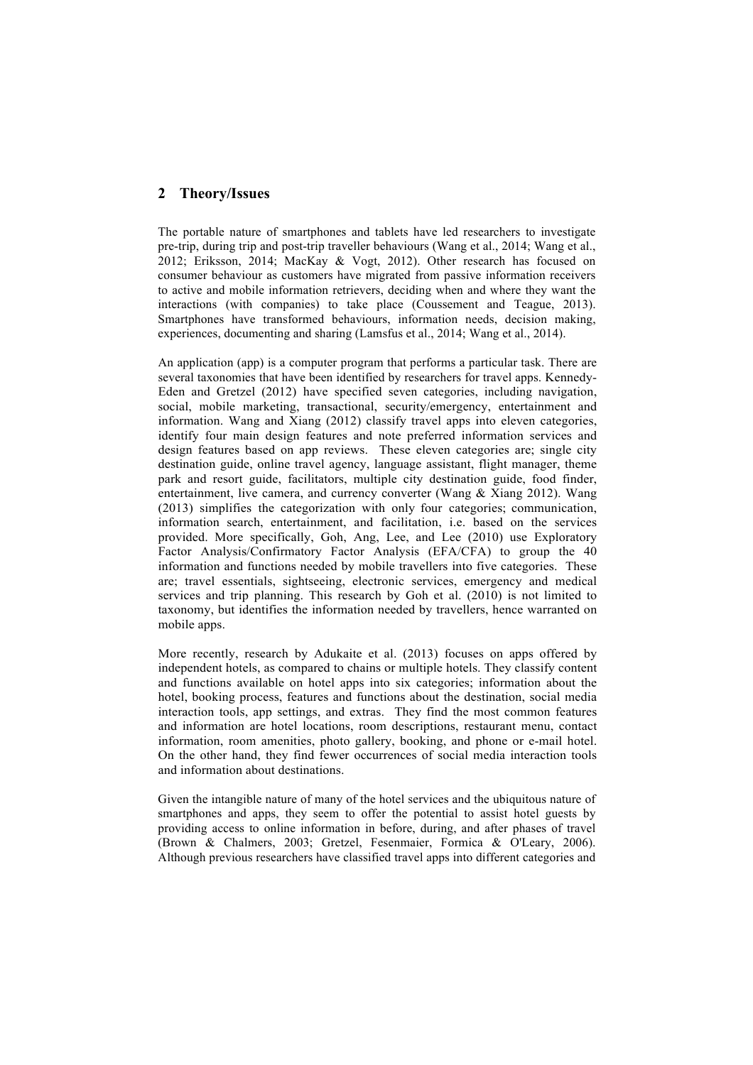## 2 Theory/Issues

The portable nature of smartphones and tablets have led researchers to investigate pre-trip, during trip and post-trip traveller behaviours (Wang et al., 2014; Wang et al., 2012; Eriksson, 2014; MacKay & Vogt, 2012). Other research has focused on consumer behaviour as customers have migrated from passive information receivers to active and mobile information retrievers, deciding when and where they want the interactions (with companies) to take place (Coussement and Teague, 2013). Smartphones have transformed behaviours, information needs, decision making, experiences, documenting and sharing (Lamsfus et al., 2014; Wang et al., 2014).

An application (app) is a computer program that performs a particular task. There are several taxonomies that have been identified by researchers for travel apps. Kennedy-Eden and Gretzel (2012) have specified seven categories, including navigation, social, mobile marketing, transactional, security/emergency, entertainment and information. Wang and Xiang (2012) classify travel apps into eleven categories, identify four main design features and note preferred information services and design features based on app reviews. These eleven categories are; single city destination guide, online travel agency, language assistant, flight manager, theme park and resort guide, facilitators, multiple city destination guide, food finder, entertainment, live camera, and currency converter (Wang & Xiang 2012). Wang (2013) simplifies the categorization with only four categories; communication, information search, entertainment, and facilitation, i.e. based on the services provided. More specifically, Goh, Ang, Lee, and Lee (2010) use Exploratory Factor Analysis/Confirmatory Factor Analysis (EFA/CFA) to group the 40 information and functions needed by mobile travellers into five categories. These are; travel essentials, sightseeing, electronic services, emergency and medical services and trip planning. This research by Goh et al. (2010) is not limited to taxonomy, but identifies the information needed by travellers, hence warranted on mobile apps.

More recently, research by Adukaite et al. (2013) focuses on apps offered by independent hotels, as compared to chains or multiple hotels. They classify content and functions available on hotel apps into six categories; information about the hotel, booking process, features and functions about the destination, social media interaction tools, app settings, and extras. They find the most common features and information are hotel locations, room descriptions, restaurant menu, contact information, room amenities, photo gallery, booking, and phone or e-mail hotel. On the other hand, they find fewer occurrences of social media interaction tools and information about destinations.

Given the intangible nature of many of the hotel services and the ubiquitous nature of smartphones and apps, they seem to offer the potential to assist hotel guests by providing access to online information in before, during, and after phases of travel (Brown & Chalmers, 2003; Gretzel, Fesenmaier, Formica & O'Leary, 2006). Although previous researchers have classified travel apps into different categories and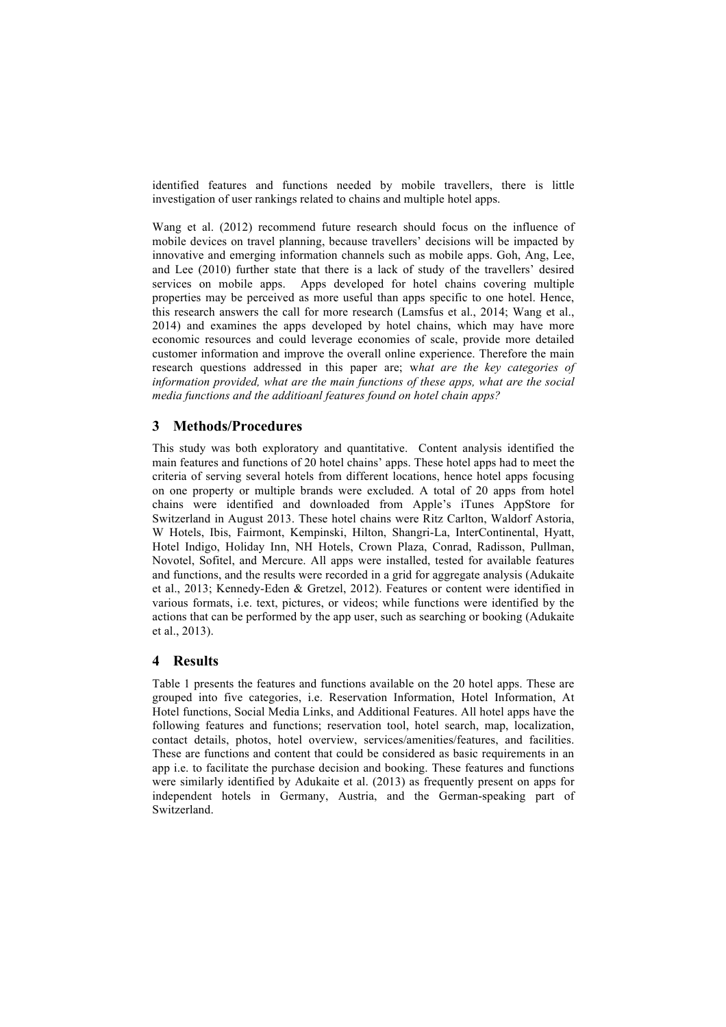identified features and functions needed by mobile travellers, there is little investigation of user rankings related to chains and multiple hotel apps.

Wang et al. (2012) recommend future research should focus on the influence of mobile devices on travel planning, because travellers' decisions will be impacted by innovative and emerging information channels such as mobile apps. Goh, Ang, Lee, and Lee (2010) further state that there is a lack of study of the travellers' desired services on mobile apps. Apps developed for hotel chains covering multiple properties may be perceived as more useful than apps specific to one hotel. Hence, this research answers the call for more research (Lamsfus et al., 2014; Wang et al., 2014) and examines the apps developed by hotel chains, which may have more economic resources and could leverage economies of scale, provide more detailed customer information and improve the overall online experience. Therefore the main research questions addressed in this paper are; w*hat are the key categories of information provided, what are the main functions of these apps, what are the social media functions and the additioanl features found on hotel chain apps?*

## 3 Methods/Procedures

This study was both exploratory and quantitative. Content analysis identified the main features and functions of 20 hotel chains' apps. These hotel apps had to meet the criteria of serving several hotels from different locations, hence hotel apps focusing on one property or multiple brands were excluded. A total of 20 apps from hotel chains were identified and downloaded from Apple's iTunes AppStore for Switzerland in August 2013. These hotel chains were Ritz Carlton, Waldorf Astoria, W Hotels, Ibis, Fairmont, Kempinski, Hilton, Shangri-La, InterContinental, Hyatt, Hotel Indigo, Holiday Inn, NH Hotels, Crown Plaza, Conrad, Radisson, Pullman, Novotel, Sofitel, and Mercure. All apps were installed, tested for available features and functions, and the results were recorded in a grid for aggregate analysis (Adukaite et al., 2013; Kennedy-Eden & Gretzel, 2012). Features or content were identified in various formats, i.e. text, pictures, or videos; while functions were identified by the actions that can be performed by the app user, such as searching or booking (Adukaite et al., 2013).

## 4 Results

Table 1 presents the features and functions available on the 20 hotel apps. These are grouped into five categories, i.e. Reservation Information, Hotel Information, At Hotel functions, Social Media Links, and Additional Features. All hotel apps have the following features and functions; reservation tool, hotel search, map, localization, contact details, photos, hotel overview, services/amenities/features, and facilities. These are functions and content that could be considered as basic requirements in an app i.e. to facilitate the purchase decision and booking. These features and functions were similarly identified by Adukaite et al. (2013) as frequently present on apps for independent hotels in Germany, Austria, and the German-speaking part of Switzerland.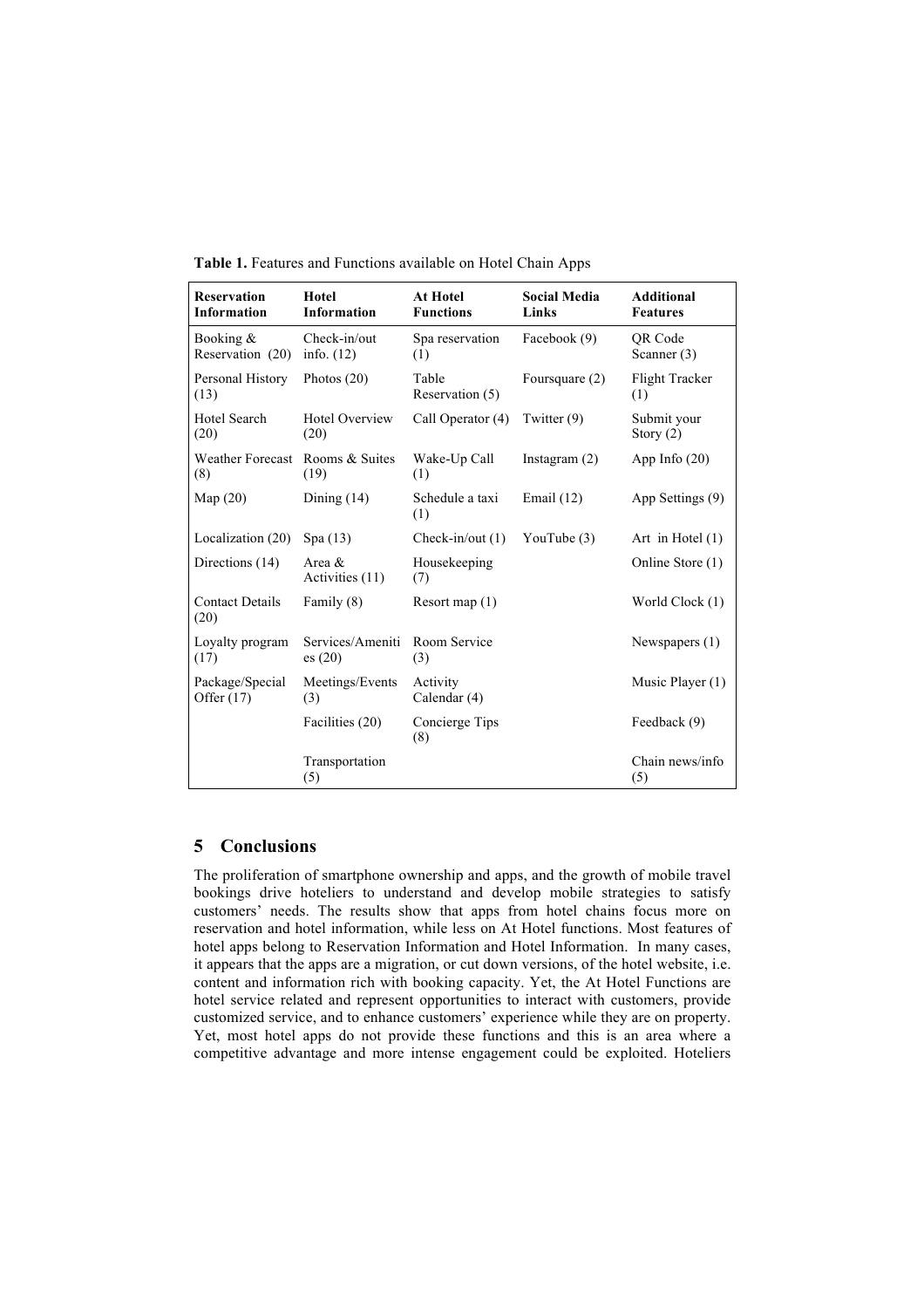**Table 1.** Features and Functions available on Hotel Chain Apps

| Reservation Information | Hotel Information | At Hotel Functions | Social Media Links | Additional Features |
|---|---|---|---|---|
| Booking & Reservation (20) | Check-in/out info. (12) | Spa reservation (1) | Facebook (9) | QR Code Scanner (3) |
| Personal History (13) | Photos (20) | Table Reservation (5) | Foursquare (2) | Flight Tracker (1) |
| Hotel Search (20) | Hotel Overview (20) | Call Operator (4) | Twitter (9) | Submit your Story (2) |
| Weather Forecast (8) | Rooms & Suites (19) | Wake-Up Call (1) | Instagram (2) | App Info (20) |
| Map (20) | Dining (14) | Schedule a taxi (1) | Email (12) | App Settings (9) |
| Localization (20) | Spa (13) | Check-in/out (1) | YouTube (3) | Art in Hotel (1) |
| Directions (14) | Area & Activities (11) | Housekeeping (7) | | Online Store (1) |
| Contact Details (20) | Family (8) | Resort map (1) | | World Clock (1) |
| Loyalty program (17) | Services/Amenities (20) | Room Service (3) | | Newspapers (1) |
| Package/Special Offer (17) | Meetings/Events (3) | Activity Calendar (4) | | Music Player (1) |
| | Facilities (20) | Concierge Tips (8) | | Feedback (9) |
| | Transportation (5) | | | Chain news/info (5) |

## 5 Conclusions

The proliferation of smartphone ownership and apps, and the growth of mobile travel bookings drive hoteliers to understand and develop mobile strategies to satisfy customers' needs. The results show that apps from hotel chains focus more on reservation and hotel information, while less on At Hotel functions. Most features of hotel apps belong to Reservation Information and Hotel Information. In many cases, it appears that the apps are a migration, or cut down versions, of the hotel website, i.e. content and information rich with booking capacity. Yet, the At Hotel Functions are hotel service related and represent opportunities to interact with customers, provide customized service, and to enhance customers' experience while they are on property. Yet, most hotel apps do not provide these functions and this is an area where a competitive advantage and more intense engagement could be exploited. Hoteliers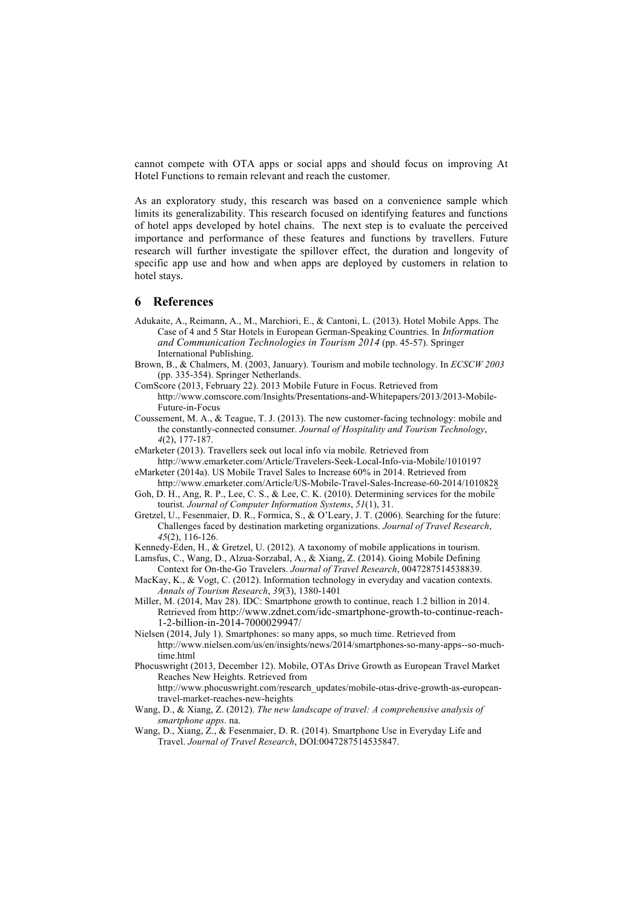cannot compete with OTA apps or social apps and should focus on improving At Hotel Functions to remain relevant and reach the customer.

As an exploratory study, this research was based on a convenience sample which limits its generalizability. This research focused on identifying features and functions of hotel apps developed by hotel chains. The next step is to evaluate the perceived importance and performance of these features and functions by travellers. Future research will further investigate the spillover effect, the duration and longevity of specific app use and how and when apps are deployed by customers in relation to hotel stays.

## 6 References

Adukaite, A., Reimann, A., M., Marchiori, E., & Cantoni, L. (2013). Hotel Mobile Apps. The Case of 4 and 5 Star Hotels in European German-Speaking Countries. In *Information and Communication Technologies in Tourism 2014* (pp. 45-57). Springer International Publishing.

Brown, B., & Chalmers, M. (2003, January). Tourism and mobile technology. In *ECSCW 2003* (pp. 335-354). Springer Netherlands.

ComScore (2013, February 22). 2013 Mobile Future in Focus. Retrieved from http://www.comscore.com/Insights/Presentations-and-Whitepapers/2013/2013-Mobile-Future-in-Focus

Coussement, M. A., & Teague, T. J. (2013). The new customer-facing technology: mobile and the constantly-connected consumer. *Journal of Hospitality and Tourism Technology*, *4*(2), 177-187.

eMarketer (2013). Travellers seek out local info via mobile. Retrieved from http://www.emarketer.com/Article/Travelers-Seek-Local-Info-via-Mobile/1010197

eMarketer (2014a). US Mobile Travel Sales to Increase 60% in 2014. Retrieved from http://www.emarketer.com/Article/US-Mobile-Travel-Sales-Increase-60-2014/1010828

Goh, D. H., Ang, R. P., Lee, C. S., & Lee, C. K. (2010). Determining services for the mobile tourist. *Journal of Computer Information Systems*, *51*(1), 31.

Gretzel, U., Fesenmaier, D. R., Formica, S., & O'Leary, J. T. (2006). Searching for the future: Challenges faced by destination marketing organizations. *Journal of Travel Research*, *45*(2), 116-126.

Kennedy-Eden, H., & Gretzel, U. (2012). A taxonomy of mobile applications in tourism.

Lamsfus, C., Wang, D., Alzua-Sorzabal, A., & Xiang, Z. (2014). Going Mobile Defining Context for On-the-Go Travelers. *Journal of Travel Research*, 0047287514538839.

MacKay, K., & Vogt, C. (2012). Information technology in everyday and vacation contexts. *Annals of Tourism Research*, *39*(3), 1380-1401

Miller, M. (2014, May 28). IDC: Smartphone growth to continue, reach 1.2 billion in 2014. Retrieved from http://www.zdnet.com/idc-smartphone-growth-to-continue-reach-1-2-billion-in-2014-7000029947/

Nielsen (2014, July 1). Smartphones: so many apps, so much time. Retrieved from http://www.nielsen.com/us/en/insights/news/2014/smartphones-so-many-apps--so-much-time.html

Phocuswright (2013, December 12). Mobile, OTAs Drive Growth as European Travel Market Reaches New Heights. Retrieved from http://www.phocuswright.com/research_updates/mobile-otas-drive-growth-as-european-travel-market-reaches-new-heights

Wang, D., & Xiang, Z. (2012). *The new landscape of travel: A comprehensive analysis of smartphone apps*. na.

Wang, D., Xiang, Z., & Fesenmaier, D. R. (2014). Smartphone Use in Everyday Life and Travel. *Journal of Travel Research*, DOI:0047287514535847.